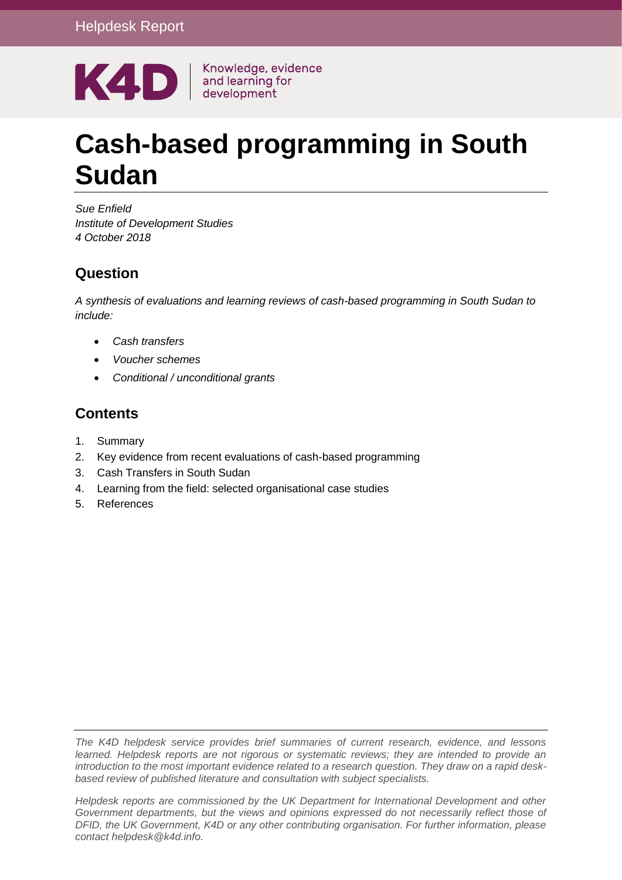Helpdesk Report

K4D | Knowledge, evidence and learning for development

# Cash-based programming in South Sudan

*Sue Enfield*
*Institute of Development Studies*
*4 October 2018*

## Question

*A synthesis of evaluations and learning reviews of cash-based programming in South Sudan to include:*

- *Cash transfers*
- *Voucher schemes*
- *Conditional / unconditional grants*

## Contents

1. Summary
2. Key evidence from recent evaluations of cash-based programming
3. Cash Transfers in South Sudan
4. Learning from the field: selected organisational case studies
5. References

*The K4D helpdesk service provides brief summaries of current research, evidence, and lessons learned. Helpdesk reports are not rigorous or systematic reviews; they are intended to provide an introduction to the most important evidence related to a research question. They draw on a rapid desk-based review of published literature and consultation with subject specialists.*

*Helpdesk reports are commissioned by the UK Department for International Development and other Government departments, but the views and opinions expressed do not necessarily reflect those of DFID, the UK Government, K4D or any other contributing organisation. For further information, please contact helpdesk@k4d.info.*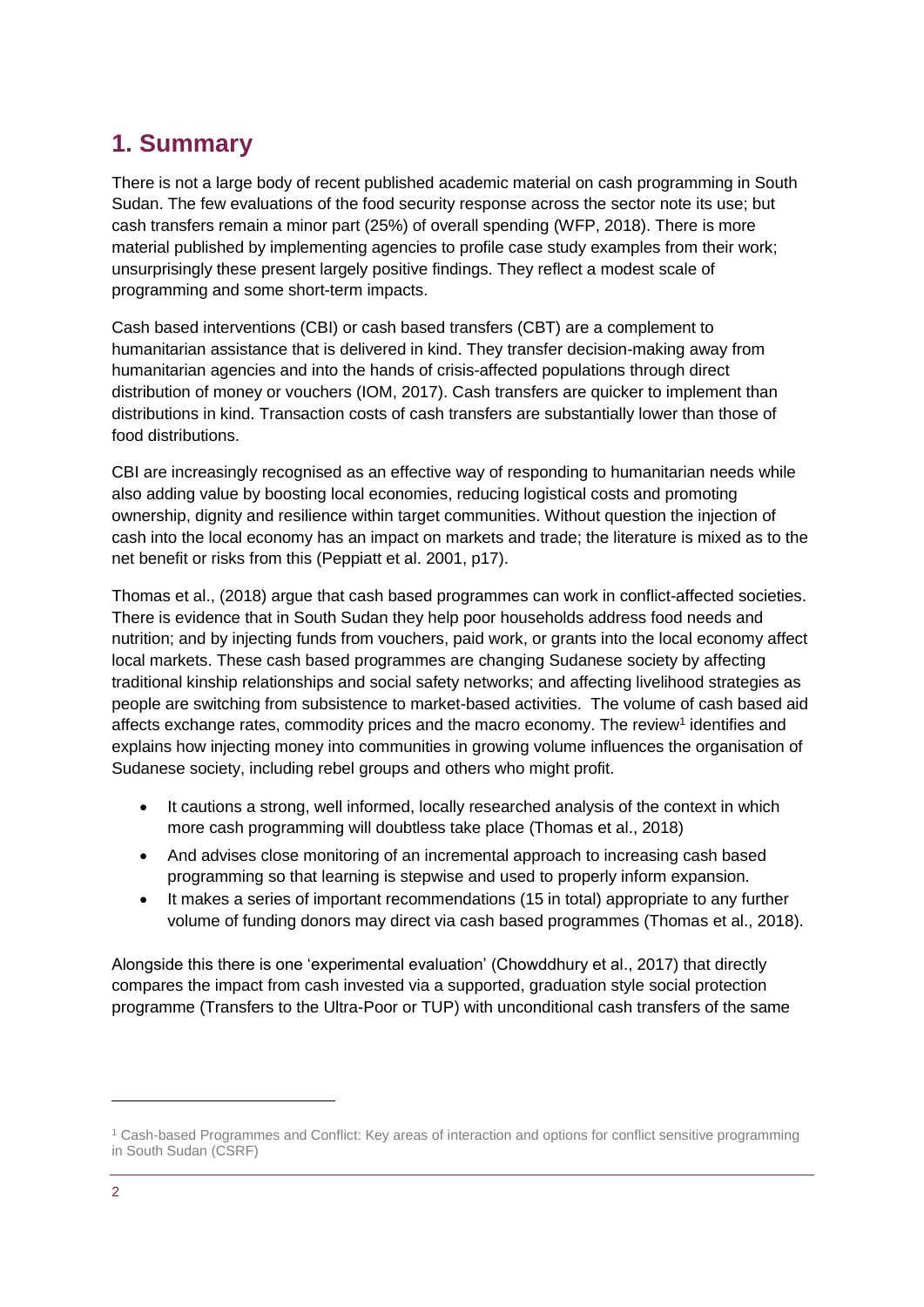# 1. Summary

There is not a large body of recent published academic material on cash programming in South Sudan. The few evaluations of the food security response across the sector note its use; but cash transfers remain a minor part (25%) of overall spending (WFP, 2018). There is more material published by implementing agencies to profile case study examples from their work; unsurprisingly these present largely positive findings. They reflect a modest scale of programming and some short-term impacts.

Cash based interventions (CBI) or cash based transfers (CBT) are a complement to humanitarian assistance that is delivered in kind. They transfer decision-making away from humanitarian agencies and into the hands of crisis-affected populations through direct distribution of money or vouchers (IOM, 2017). Cash transfers are quicker to implement than distributions in kind. Transaction costs of cash transfers are substantially lower than those of food distributions.

CBI are increasingly recognised as an effective way of responding to humanitarian needs while also adding value by boosting local economies, reducing logistical costs and promoting ownership, dignity and resilience within target communities. Without question the injection of cash into the local economy has an impact on markets and trade; the literature is mixed as to the net benefit or risks from this (Peppiatt et al. 2001, p17).

Thomas et al., (2018) argue that cash based programmes can work in conflict-affected societies. There is evidence that in South Sudan they help poor households address food needs and nutrition; and by injecting funds from vouchers, paid work, or grants into the local economy affect local markets. These cash based programmes are changing Sudanese society by affecting traditional kinship relationships and social safety networks; and affecting livelihood strategies as people are switching from subsistence to market-based activities. The volume of cash based aid affects exchange rates, commodity prices and the macro economy. The review[1] identifies and explains how injecting money into communities in growing volume influences the organisation of Sudanese society, including rebel groups and others who might profit.

- It cautions a strong, well informed, locally researched analysis of the context in which more cash programming will doubtless take place (Thomas et al., 2018)
- And advises close monitoring of an incremental approach to increasing cash based programming so that learning is stepwise and used to properly inform expansion.
- It makes a series of important recommendations (15 in total) appropriate to any further volume of funding donors may direct via cash based programmes (Thomas et al., 2018).

Alongside this there is one 'experimental evaluation' (Chowddhury et al., 2017) that directly compares the impact from cash invested via a supported, graduation style social protection programme (Transfers to the Ultra-Poor or TUP) with unconditional cash transfers of the same

[1] Cash-based Programmes and Conflict: Key areas of interaction and options for conflict sensitive programming in South Sudan (CSRF)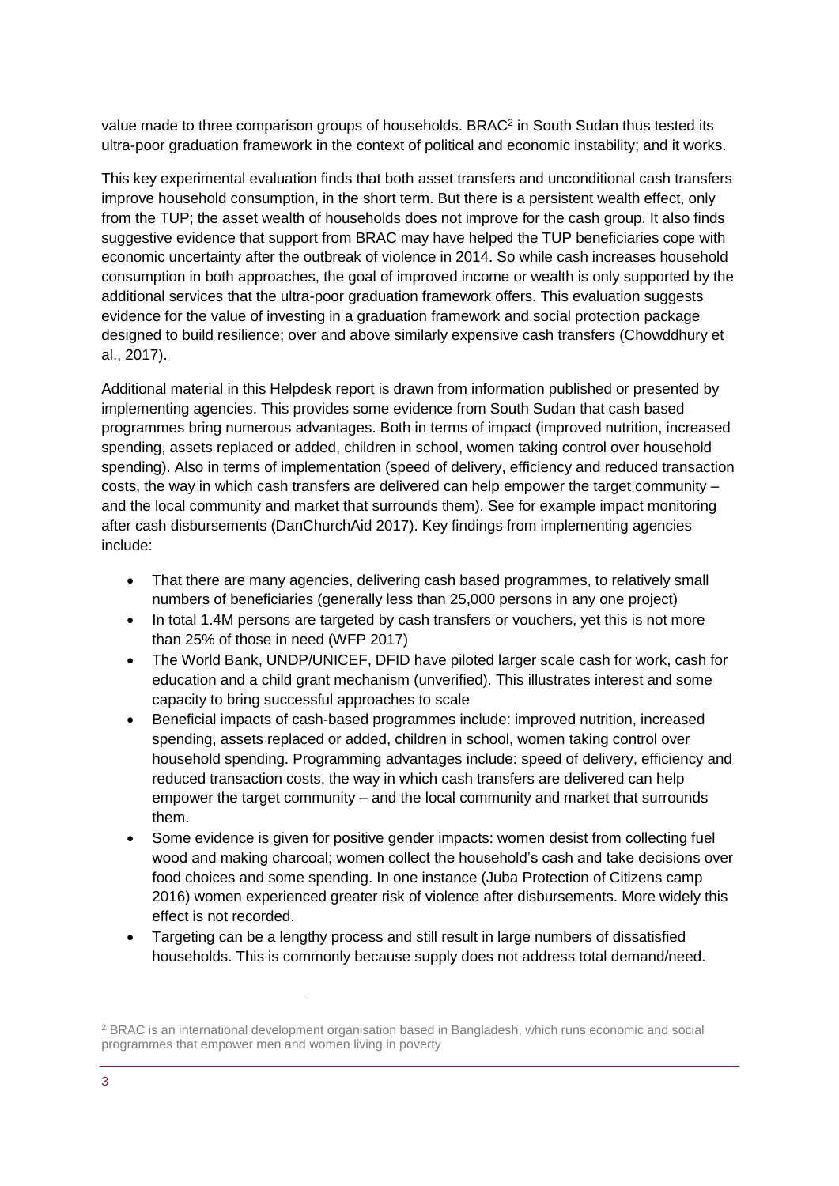value made to three comparison groups of households. BRAC[2] in South Sudan thus tested its ultra-poor graduation framework in the context of political and economic instability; and it works.

This key experimental evaluation finds that both asset transfers and unconditional cash transfers improve household consumption, in the short term. But there is a persistent wealth effect, only from the TUP; the asset wealth of households does not improve for the cash group. It also finds suggestive evidence that support from BRAC may have helped the TUP beneficiaries cope with economic uncertainty after the outbreak of violence in 2014. So while cash increases household consumption in both approaches, the goal of improved income or wealth is only supported by the additional services that the ultra-poor graduation framework offers. This evaluation suggests evidence for the value of investing in a graduation framework and social protection package designed to build resilience; over and above similarly expensive cash transfers (Chowddhury et al., 2017).

Additional material in this Helpdesk report is drawn from information published or presented by implementing agencies. This provides some evidence from South Sudan that cash based programmes bring numerous advantages. Both in terms of impact (improved nutrition, increased spending, assets replaced or added, children in school, women taking control over household spending). Also in terms of implementation (speed of delivery, efficiency and reduced transaction costs, the way in which cash transfers are delivered can help empower the target community – and the local community and market that surrounds them). See for example impact monitoring after cash disbursements (DanChurchAid 2017). Key findings from implementing agencies include:

- That there are many agencies, delivering cash based programmes, to relatively small numbers of beneficiaries (generally less than 25,000 persons in any one project)
- In total 1.4M persons are targeted by cash transfers or vouchers, yet this is not more than 25% of those in need (WFP 2017)
- The World Bank, UNDP/UNICEF, DFID have piloted larger scale cash for work, cash for education and a child grant mechanism (unverified). This illustrates interest and some capacity to bring successful approaches to scale
- Beneficial impacts of cash-based programmes include: improved nutrition, increased spending, assets replaced or added, children in school, women taking control over household spending. Programming advantages include: speed of delivery, efficiency and reduced transaction costs, the way in which cash transfers are delivered can help empower the target community – and the local community and market that surrounds them.
- Some evidence is given for positive gender impacts: women desist from collecting fuel wood and making charcoal; women collect the household's cash and take decisions over food choices and some spending. In one instance (Juba Protection of Citizens camp 2016) women experienced greater risk of violence after disbursements. More widely this effect is not recorded.
- Targeting can be a lengthy process and still result in large numbers of dissatisfied households. This is commonly because supply does not address total demand/need.

[2] BRAC is an international development organisation based in Bangladesh, which runs economic and social programmes that empower men and women living in poverty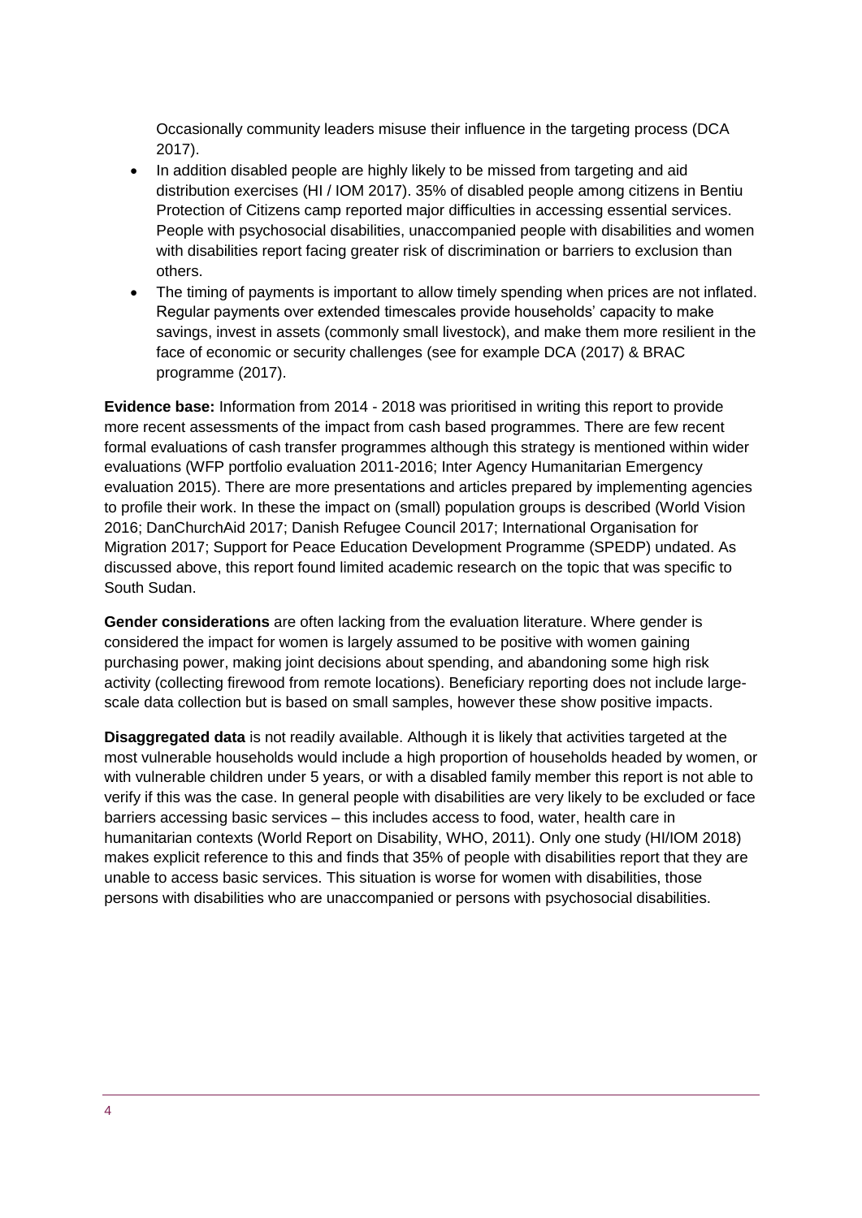Occasionally community leaders misuse their influence in the targeting process (DCA 2017).

- In addition disabled people are highly likely to be missed from targeting and aid distribution exercises (HI / IOM 2017). 35% of disabled people among citizens in Bentiu Protection of Citizens camp reported major difficulties in accessing essential services. People with psychosocial disabilities, unaccompanied people with disabilities and women with disabilities report facing greater risk of discrimination or barriers to exclusion than others.
- The timing of payments is important to allow timely spending when prices are not inflated. Regular payments over extended timescales provide households' capacity to make savings, invest in assets (commonly small livestock), and make them more resilient in the face of economic or security challenges (see for example DCA (2017) & BRAC programme (2017).

**Evidence base:** Information from 2014 - 2018 was prioritised in writing this report to provide more recent assessments of the impact from cash based programmes. There are few recent formal evaluations of cash transfer programmes although this strategy is mentioned within wider evaluations (WFP portfolio evaluation 2011-2016; Inter Agency Humanitarian Emergency evaluation 2015). There are more presentations and articles prepared by implementing agencies to profile their work. In these the impact on (small) population groups is described (World Vision 2016; DanChurchAid 2017; Danish Refugee Council 2017; International Organisation for Migration 2017; Support for Peace Education Development Programme (SPEDP) undated. As discussed above, this report found limited academic research on the topic that was specific to South Sudan.

**Gender considerations** are often lacking from the evaluation literature. Where gender is considered the impact for women is largely assumed to be positive with women gaining purchasing power, making joint decisions about spending, and abandoning some high risk activity (collecting firewood from remote locations). Beneficiary reporting does not include large-scale data collection but is based on small samples, however these show positive impacts.

**Disaggregated data** is not readily available. Although it is likely that activities targeted at the most vulnerable households would include a high proportion of households headed by women, or with vulnerable children under 5 years, or with a disabled family member this report is not able to verify if this was the case. In general people with disabilities are very likely to be excluded or face barriers accessing basic services – this includes access to food, water, health care in humanitarian contexts (World Report on Disability, WHO, 2011). Only one study (HI/IOM 2018) makes explicit reference to this and finds that 35% of people with disabilities report that they are unable to access basic services. This situation is worse for women with disabilities, those persons with disabilities who are unaccompanied or persons with psychosocial disabilities.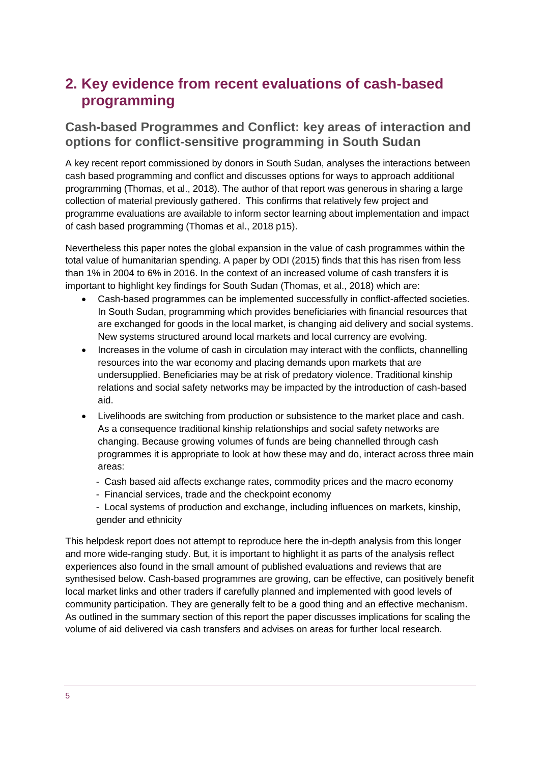## 2. Key evidence from recent evaluations of cash-based programming

### Cash-based Programmes and Conflict: key areas of interaction and options for conflict-sensitive programming in South Sudan

A key recent report commissioned by donors in South Sudan, analyses the interactions between cash based programming and conflict and discusses options for ways to approach additional programming (Thomas, et al., 2018). The author of that report was generous in sharing a large collection of material previously gathered. This confirms that relatively few project and programme evaluations are available to inform sector learning about implementation and impact of cash based programming (Thomas et al., 2018 p15).

Nevertheless this paper notes the global expansion in the value of cash programmes within the total value of humanitarian spending. A paper by ODI (2015) finds that this has risen from less than 1% in 2004 to 6% in 2016. In the context of an increased volume of cash transfers it is important to highlight key findings for South Sudan (Thomas, et al., 2018) which are:

- Cash-based programmes can be implemented successfully in conflict-affected societies. In South Sudan, programming which provides beneficiaries with financial resources that are exchanged for goods in the local market, is changing aid delivery and social systems. New systems structured around local markets and local currency are evolving.
- Increases in the volume of cash in circulation may interact with the conflicts, channelling resources into the war economy and placing demands upon markets that are undersupplied. Beneficiaries may be at risk of predatory violence. Traditional kinship relations and social safety networks may be impacted by the introduction of cash-based aid.
- Livelihoods are switching from production or subsistence to the market place and cash. As a consequence traditional kinship relationships and social safety networks are changing. Because growing volumes of funds are being channelled through cash programmes it is appropriate to look at how these may and do, interact across three main areas:
  - Cash based aid affects exchange rates, commodity prices and the macro economy
  - Financial services, trade and the checkpoint economy
  - Local systems of production and exchange, including influences on markets, kinship, gender and ethnicity

This helpdesk report does not attempt to reproduce here the in-depth analysis from this longer and more wide-ranging study. But, it is important to highlight it as parts of the analysis reflect experiences also found in the small amount of published evaluations and reviews that are synthesised below. Cash-based programmes are growing, can be effective, can positively benefit local market links and other traders if carefully planned and implemented with good levels of community participation. They are generally felt to be a good thing and an effective mechanism. As outlined in the summary section of this report the paper discusses implications for scaling the volume of aid delivered via cash transfers and advises on areas for further local research.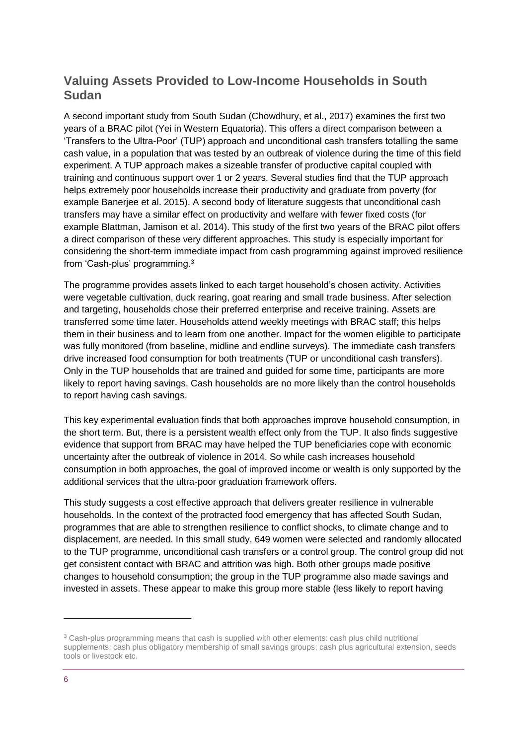## Valuing Assets Provided to Low-Income Households in South Sudan

A second important study from South Sudan (Chowdhury, et al., 2017) examines the first two years of a BRAC pilot (Yei in Western Equatoria). This offers a direct comparison between a 'Transfers to the Ultra-Poor' (TUP) approach and unconditional cash transfers totalling the same cash value, in a population that was tested by an outbreak of violence during the time of this field experiment. A TUP approach makes a sizeable transfer of productive capital coupled with training and continuous support over 1 or 2 years. Several studies find that the TUP approach helps extremely poor households increase their productivity and graduate from poverty (for example Banerjee et al. 2015). A second body of literature suggests that unconditional cash transfers may have a similar effect on productivity and welfare with fewer fixed costs (for example Blattman, Jamison et al. 2014). This study of the first two years of the BRAC pilot offers a direct comparison of these very different approaches. This study is especially important for considering the short-term immediate impact from cash programming against improved resilience from 'Cash-plus' programming.[3]

The programme provides assets linked to each target household's chosen activity. Activities were vegetable cultivation, duck rearing, goat rearing and small trade business. After selection and targeting, households chose their preferred enterprise and receive training. Assets are transferred some time later. Households attend weekly meetings with BRAC staff; this helps them in their business and to learn from one another. Impact for the women eligible to participate was fully monitored (from baseline, midline and endline surveys). The immediate cash transfers drive increased food consumption for both treatments (TUP or unconditional cash transfers). Only in the TUP households that are trained and guided for some time, participants are more likely to report having savings. Cash households are no more likely than the control households to report having cash savings.

This key experimental evaluation finds that both approaches improve household consumption, in the short term. But, there is a persistent wealth effect only from the TUP. It also finds suggestive evidence that support from BRAC may have helped the TUP beneficiaries cope with economic uncertainty after the outbreak of violence in 2014. So while cash increases household consumption in both approaches, the goal of improved income or wealth is only supported by the additional services that the ultra-poor graduation framework offers.

This study suggests a cost effective approach that delivers greater resilience in vulnerable households. In the context of the protracted food emergency that has affected South Sudan, programmes that are able to strengthen resilience to conflict shocks, to climate change and to displacement, are needed. In this small study, 649 women were selected and randomly allocated to the TUP programme, unconditional cash transfers or a control group. The control group did not get consistent contact with BRAC and attrition was high. Both other groups made positive changes to household consumption; the group in the TUP programme also made savings and invested in assets. These appear to make this group more stable (less likely to report having

[3] Cash-plus programming means that cash is supplied with other elements: cash plus child nutritional supplements; cash plus obligatory membership of small savings groups; cash plus agricultural extension, seeds tools or livestock etc.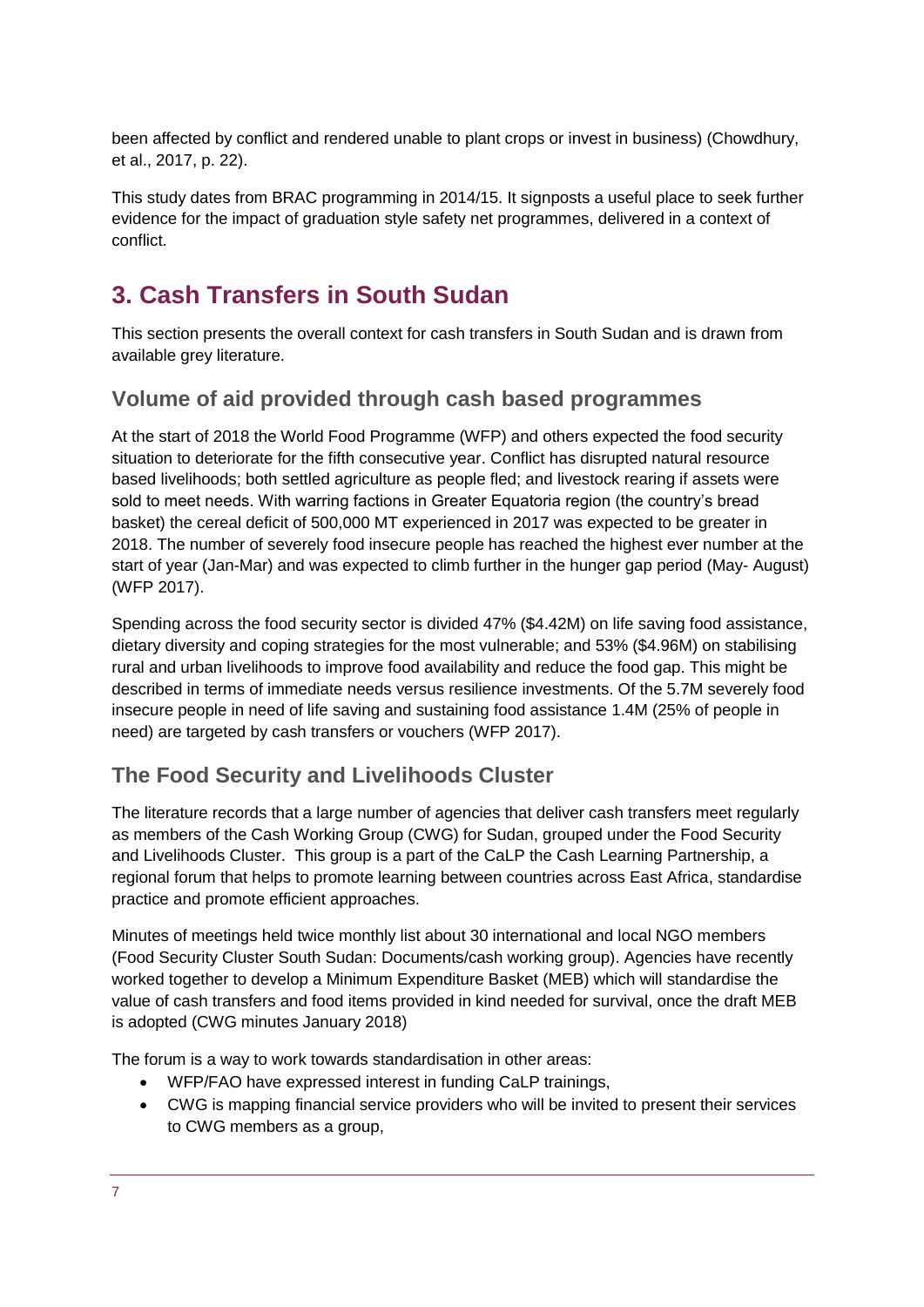been affected by conflict and rendered unable to plant crops or invest in business) (Chowdhury, et al., 2017, p. 22).

This study dates from BRAC programming in 2014/15. It signposts a useful place to seek further evidence for the impact of graduation style safety net programmes, delivered in a context of conflict.

# 3. Cash Transfers in South Sudan

This section presents the overall context for cash transfers in South Sudan and is drawn from available grey literature.

## Volume of aid provided through cash based programmes

At the start of 2018 the World Food Programme (WFP) and others expected the food security situation to deteriorate for the fifth consecutive year. Conflict has disrupted natural resource based livelihoods; both settled agriculture as people fled; and livestock rearing if assets were sold to meet needs. With warring factions in Greater Equatoria region (the country's bread basket) the cereal deficit of 500,000 MT experienced in 2017 was expected to be greater in 2018. The number of severely food insecure people has reached the highest ever number at the start of year (Jan-Mar) and was expected to climb further in the hunger gap period (May- August) (WFP 2017).

Spending across the food security sector is divided 47% ($4.42M) on life saving food assistance, dietary diversity and coping strategies for the most vulnerable; and 53% ($4.96M) on stabilising rural and urban livelihoods to improve food availability and reduce the food gap. This might be described in terms of immediate needs versus resilience investments. Of the 5.7M severely food insecure people in need of life saving and sustaining food assistance 1.4M (25% of people in need) are targeted by cash transfers or vouchers (WFP 2017).

## The Food Security and Livelihoods Cluster

The literature records that a large number of agencies that deliver cash transfers meet regularly as members of the Cash Working Group (CWG) for Sudan, grouped under the Food Security and Livelihoods Cluster. This group is a part of the CaLP the Cash Learning Partnership, a regional forum that helps to promote learning between countries across East Africa, standardise practice and promote efficient approaches.

Minutes of meetings held twice monthly list about 30 international and local NGO members (Food Security Cluster South Sudan: Documents/cash working group). Agencies have recently worked together to develop a Minimum Expenditure Basket (MEB) which will standardise the value of cash transfers and food items provided in kind needed for survival, once the draft MEB is adopted (CWG minutes January 2018)

The forum is a way to work towards standardisation in other areas:

- WFP/FAO have expressed interest in funding CaLP trainings,
- CWG is mapping financial service providers who will be invited to present their services to CWG members as a group,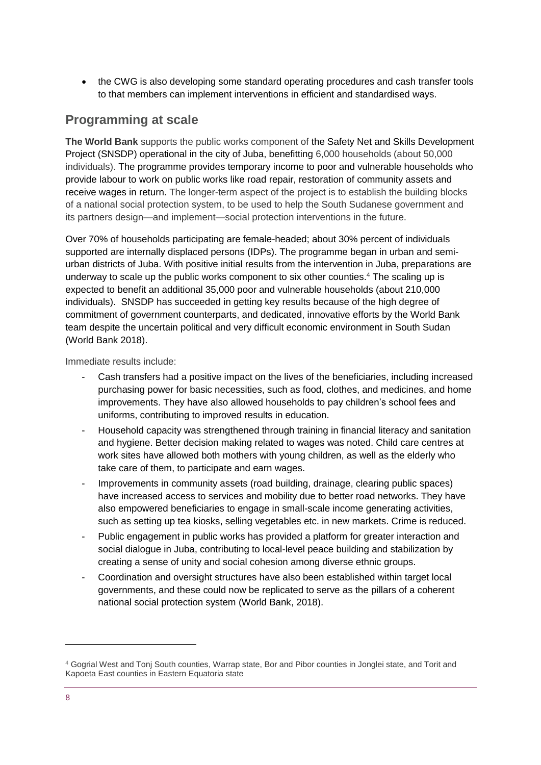- the CWG is also developing some standard operating procedures and cash transfer tools to that members can implement interventions in efficient and standardised ways.

## Programming at scale

**The World Bank** supports the public works component of the Safety Net and Skills Development Project (SNSDP) operational in the city of Juba, benefitting 6,000 households (about 50,000 individuals). The programme provides temporary income to poor and vulnerable households who provide labour to work on public works like road repair, restoration of community assets and receive wages in return. The longer-term aspect of the project is to establish the building blocks of a national social protection system, to be used to help the South Sudanese government and its partners design—and implement—social protection interventions in the future.

Over 70% of households participating are female-headed; about 30% percent of individuals supported are internally displaced persons (IDPs). The programme began in urban and semi-urban districts of Juba. With positive initial results from the intervention in Juba, preparations are underway to scale up the public works component to six other counties.[4] The scaling up is expected to benefit an additional 35,000 poor and vulnerable households (about 210,000 individuals). SNSDP has succeeded in getting key results because of the high degree of commitment of government counterparts, and dedicated, innovative efforts by the World Bank team despite the uncertain political and very difficult economic environment in South Sudan (World Bank 2018).

Immediate results include:

- Cash transfers had a positive impact on the lives of the beneficiaries, including increased purchasing power for basic necessities, such as food, clothes, and medicines, and home improvements. They have also allowed households to pay children's school fees and uniforms, contributing to improved results in education.
- Household capacity was strengthened through training in financial literacy and sanitation and hygiene. Better decision making related to wages was noted. Child care centres at work sites have allowed both mothers with young children, as well as the elderly who take care of them, to participate and earn wages.
- Improvements in community assets (road building, drainage, clearing public spaces) have increased access to services and mobility due to better road networks. They have also empowered beneficiaries to engage in small-scale income generating activities, such as setting up tea kiosks, selling vegetables etc. in new markets. Crime is reduced.
- Public engagement in public works has provided a platform for greater interaction and social dialogue in Juba, contributing to local-level peace building and stabilization by creating a sense of unity and social cohesion among diverse ethnic groups.
- Coordination and oversight structures have also been established within target local governments, and these could now be replicated to serve as the pillars of a coherent national social protection system (World Bank, 2018).

[4] Gogrial West and Tonj South counties, Warrap state, Bor and Pibor counties in Jonglei state, and Torit and Kapoeta East counties in Eastern Equatoria state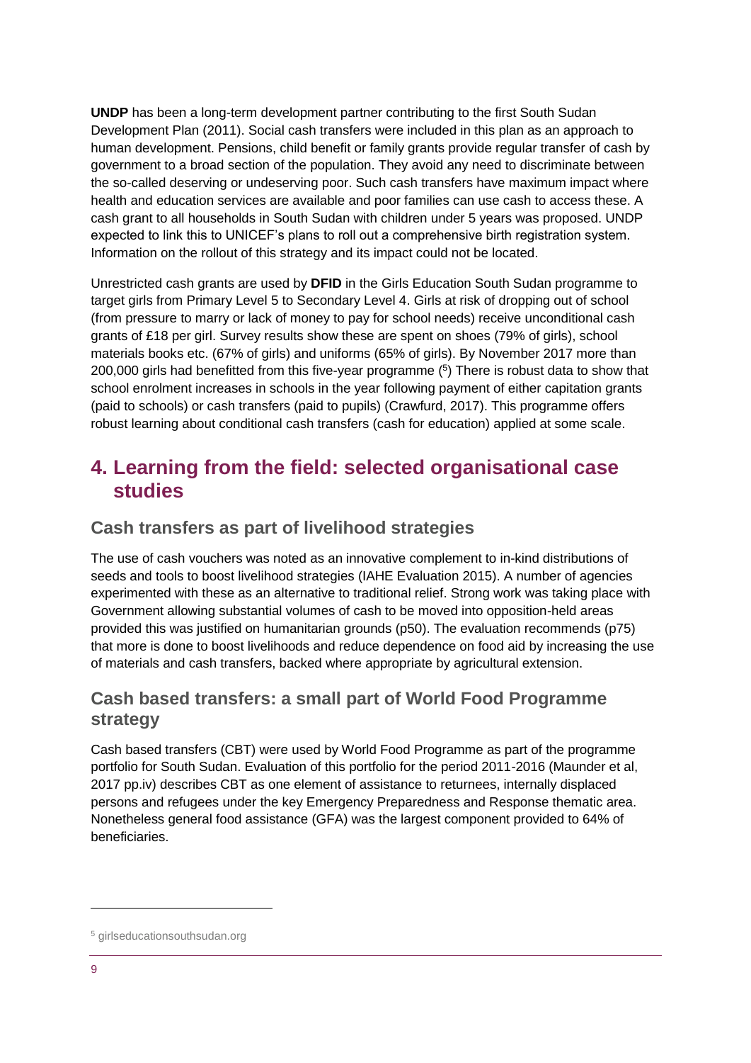**UNDP** has been a long-term development partner contributing to the first South Sudan Development Plan (2011). Social cash transfers were included in this plan as an approach to human development. Pensions, child benefit or family grants provide regular transfer of cash by government to a broad section of the population. They avoid any need to discriminate between the so-called deserving or undeserving poor. Such cash transfers have maximum impact where health and education services are available and poor families can use cash to access these. A cash grant to all households in South Sudan with children under 5 years was proposed. UNDP expected to link this to UNICEF's plans to roll out a comprehensive birth registration system. Information on the rollout of this strategy and its impact could not be located.

Unrestricted cash grants are used by **DFID** in the Girls Education South Sudan programme to target girls from Primary Level 5 to Secondary Level 4. Girls at risk of dropping out of school (from pressure to marry or lack of money to pay for school needs) receive unconditional cash grants of £18 per girl. Survey results show these are spent on shoes (79% of girls), school materials books etc. (67% of girls) and uniforms (65% of girls). By November 2017 more than 200,000 girls had benefitted from this five-year programme ([5]) There is robust data to show that school enrolment increases in schools in the year following payment of either capitation grants (paid to schools) or cash transfers (paid to pupils) (Crawfurd, 2017). This programme offers robust learning about conditional cash transfers (cash for education) applied at some scale.

## 4. Learning from the field: selected organisational case studies

### Cash transfers as part of livelihood strategies

The use of cash vouchers was noted as an innovative complement to in-kind distributions of seeds and tools to boost livelihood strategies (IAHE Evaluation 2015). A number of agencies experimented with these as an alternative to traditional relief. Strong work was taking place with Government allowing substantial volumes of cash to be moved into opposition-held areas provided this was justified on humanitarian grounds (p50). The evaluation recommends (p75) that more is done to boost livelihoods and reduce dependence on food aid by increasing the use of materials and cash transfers, backed where appropriate by agricultural extension.

### Cash based transfers: a small part of World Food Programme strategy

Cash based transfers (CBT) were used by World Food Programme as part of the programme portfolio for South Sudan. Evaluation of this portfolio for the period 2011-2016 (Maunder et al, 2017 pp.iv) describes CBT as one element of assistance to returnees, internally displaced persons and refugees under the key Emergency Preparedness and Response thematic area. Nonetheless general food assistance (GFA) was the largest component provided to 64% of beneficiaries.

---

[5] girlseducationsouthsudan.org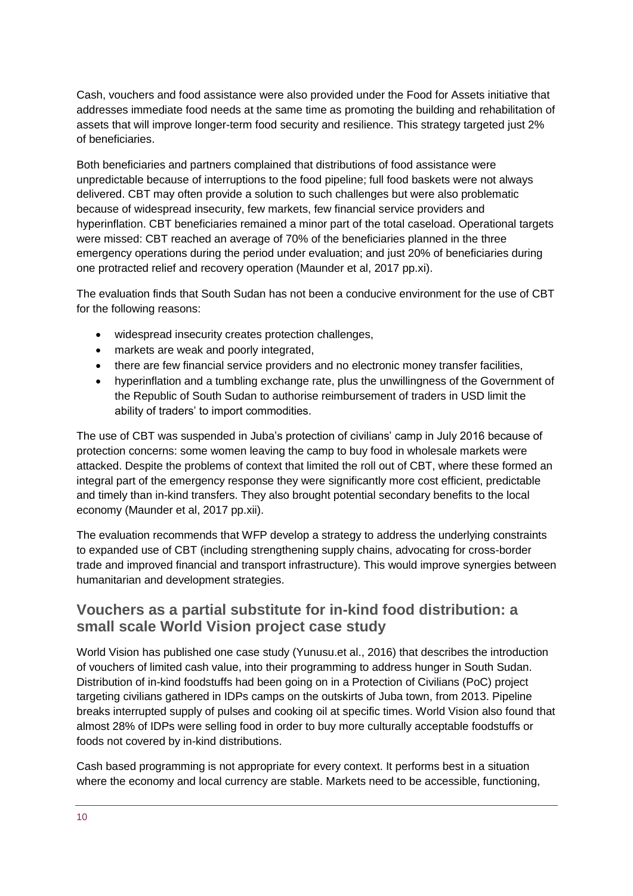Cash, vouchers and food assistance were also provided under the Food for Assets initiative that addresses immediate food needs at the same time as promoting the building and rehabilitation of assets that will improve longer-term food security and resilience. This strategy targeted just 2% of beneficiaries.

Both beneficiaries and partners complained that distributions of food assistance were unpredictable because of interruptions to the food pipeline; full food baskets were not always delivered. CBT may often provide a solution to such challenges but were also problematic because of widespread insecurity, few markets, few financial service providers and hyperinflation. CBT beneficiaries remained a minor part of the total caseload. Operational targets were missed: CBT reached an average of 70% of the beneficiaries planned in the three emergency operations during the period under evaluation; and just 20% of beneficiaries during one protracted relief and recovery operation (Maunder et al, 2017 pp.xi).

The evaluation finds that South Sudan has not been a conducive environment for the use of CBT for the following reasons:

- widespread insecurity creates protection challenges,
- markets are weak and poorly integrated,
- there are few financial service providers and no electronic money transfer facilities,
- hyperinflation and a tumbling exchange rate, plus the unwillingness of the Government of the Republic of South Sudan to authorise reimbursement of traders in USD limit the ability of traders' to import commodities.

The use of CBT was suspended in Juba's protection of civilians' camp in July 2016 because of protection concerns: some women leaving the camp to buy food in wholesale markets were attacked. Despite the problems of context that limited the roll out of CBT, where these formed an integral part of the emergency response they were significantly more cost efficient, predictable and timely than in-kind transfers. They also brought potential secondary benefits to the local economy (Maunder et al, 2017 pp.xii).

The evaluation recommends that WFP develop a strategy to address the underlying constraints to expanded use of CBT (including strengthening supply chains, advocating for cross-border trade and improved financial and transport infrastructure). This would improve synergies between humanitarian and development strategies.

## Vouchers as a partial substitute for in-kind food distribution: a small scale World Vision project case study

World Vision has published one case study (Yunusu.et al., 2016) that describes the introduction of vouchers of limited cash value, into their programming to address hunger in South Sudan. Distribution of in-kind foodstuffs had been going on in a Protection of Civilians (PoC) project targeting civilians gathered in IDPs camps on the outskirts of Juba town, from 2013. Pipeline breaks interrupted supply of pulses and cooking oil at specific times. World Vision also found that almost 28% of IDPs were selling food in order to buy more culturally acceptable foodstuffs or foods not covered by in-kind distributions.

Cash based programming is not appropriate for every context. It performs best in a situation where the economy and local currency are stable. Markets need to be accessible, functioning,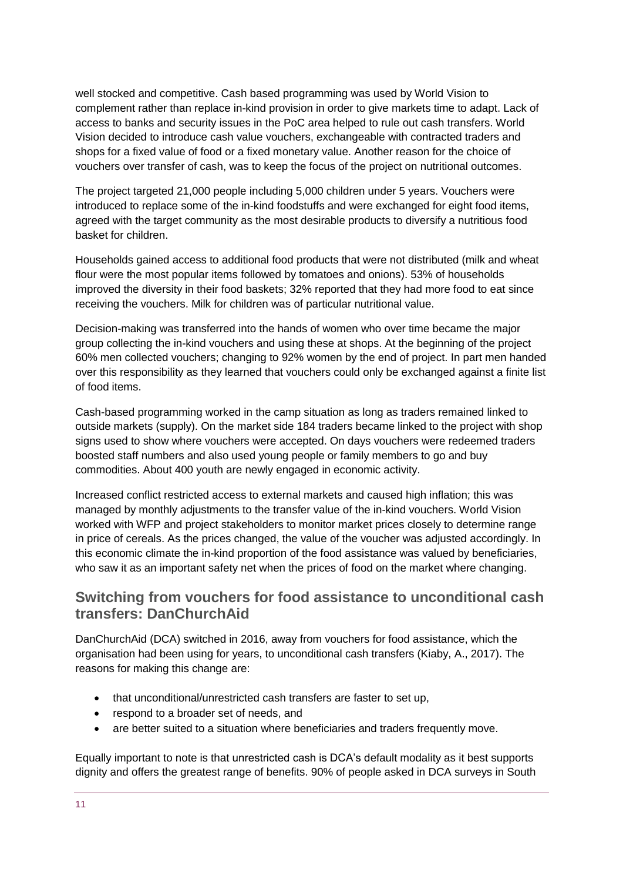well stocked and competitive. Cash based programming was used by World Vision to complement rather than replace in-kind provision in order to give markets time to adapt. Lack of access to banks and security issues in the PoC area helped to rule out cash transfers. World Vision decided to introduce cash value vouchers, exchangeable with contracted traders and shops for a fixed value of food or a fixed monetary value. Another reason for the choice of vouchers over transfer of cash, was to keep the focus of the project on nutritional outcomes.

The project targeted 21,000 people including 5,000 children under 5 years. Vouchers were introduced to replace some of the in-kind foodstuffs and were exchanged for eight food items, agreed with the target community as the most desirable products to diversify a nutritious food basket for children.

Households gained access to additional food products that were not distributed (milk and wheat flour were the most popular items followed by tomatoes and onions). 53% of households improved the diversity in their food baskets; 32% reported that they had more food to eat since receiving the vouchers. Milk for children was of particular nutritional value.

Decision-making was transferred into the hands of women who over time became the major group collecting the in-kind vouchers and using these at shops. At the beginning of the project 60% men collected vouchers; changing to 92% women by the end of project. In part men handed over this responsibility as they learned that vouchers could only be exchanged against a finite list of food items.

Cash-based programming worked in the camp situation as long as traders remained linked to outside markets (supply). On the market side 184 traders became linked to the project with shop signs used to show where vouchers were accepted. On days vouchers were redeemed traders boosted staff numbers and also used young people or family members to go and buy commodities. About 400 youth are newly engaged in economic activity.

Increased conflict restricted access to external markets and caused high inflation; this was managed by monthly adjustments to the transfer value of the in-kind vouchers. World Vision worked with WFP and project stakeholders to monitor market prices closely to determine range in price of cereals. As the prices changed, the value of the voucher was adjusted accordingly. In this economic climate the in-kind proportion of the food assistance was valued by beneficiaries, who saw it as an important safety net when the prices of food on the market where changing.

## Switching from vouchers for food assistance to unconditional cash transfers: DanChurchAid

DanChurchAid (DCA) switched in 2016, away from vouchers for food assistance, which the organisation had been using for years, to unconditional cash transfers (Kiaby, A., 2017). The reasons for making this change are:

- that unconditional/unrestricted cash transfers are faster to set up,
- respond to a broader set of needs, and
- are better suited to a situation where beneficiaries and traders frequently move.

Equally important to note is that unrestricted cash is DCA's default modality as it best supports dignity and offers the greatest range of benefits. 90% of people asked in DCA surveys in South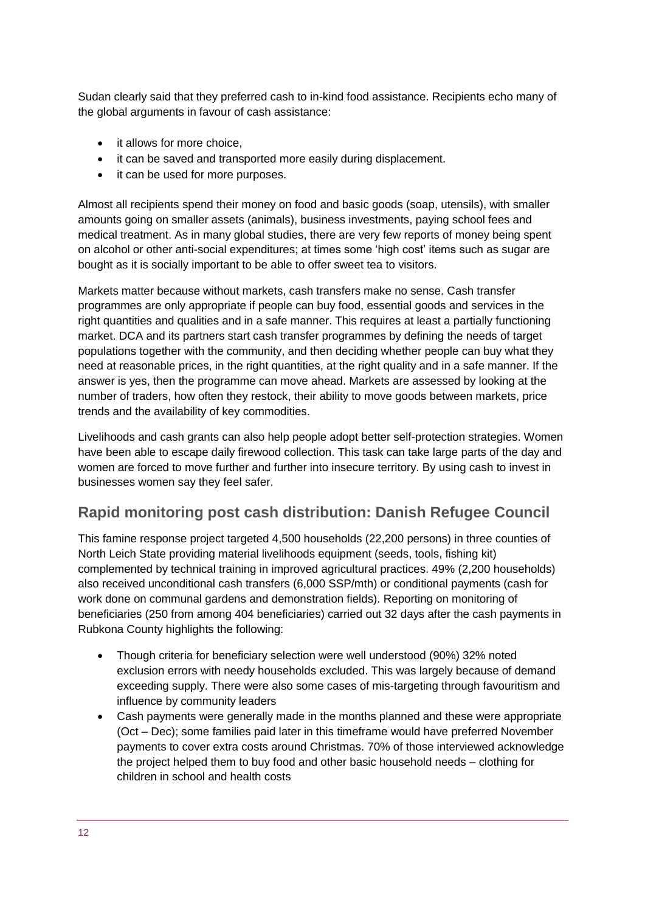Sudan clearly said that they preferred cash to in-kind food assistance. Recipients echo many of the global arguments in favour of cash assistance:

- it allows for more choice,
- it can be saved and transported more easily during displacement.
- it can be used for more purposes.

Almost all recipients spend their money on food and basic goods (soap, utensils), with smaller amounts going on smaller assets (animals), business investments, paying school fees and medical treatment. As in many global studies, there are very few reports of money being spent on alcohol or other anti-social expenditures; at times some 'high cost' items such as sugar are bought as it is socially important to be able to offer sweet tea to visitors.

Markets matter because without markets, cash transfers make no sense. Cash transfer programmes are only appropriate if people can buy food, essential goods and services in the right quantities and qualities and in a safe manner. This requires at least a partially functioning market. DCA and its partners start cash transfer programmes by defining the needs of target populations together with the community, and then deciding whether people can buy what they need at reasonable prices, in the right quantities, at the right quality and in a safe manner. If the answer is yes, then the programme can move ahead. Markets are assessed by looking at the number of traders, how often they restock, their ability to move goods between markets, price trends and the availability of key commodities.

Livelihoods and cash grants can also help people adopt better self-protection strategies. Women have been able to escape daily firewood collection. This task can take large parts of the day and women are forced to move further and further into insecure territory. By using cash to invest in businesses women say they feel safer.

## Rapid monitoring post cash distribution: Danish Refugee Council

This famine response project targeted 4,500 households (22,200 persons) in three counties of North Leich State providing material livelihoods equipment (seeds, tools, fishing kit) complemented by technical training in improved agricultural practices. 49% (2,200 households) also received unconditional cash transfers (6,000 SSP/mth) or conditional payments (cash for work done on communal gardens and demonstration fields). Reporting on monitoring of beneficiaries (250 from among 404 beneficiaries) carried out 32 days after the cash payments in Rubkona County highlights the following:

- Though criteria for beneficiary selection were well understood (90%) 32% noted exclusion errors with needy households excluded. This was largely because of demand exceeding supply. There were also some cases of mis-targeting through favouritism and influence by community leaders
- Cash payments were generally made in the months planned and these were appropriate (Oct – Dec); some families paid later in this timeframe would have preferred November payments to cover extra costs around Christmas. 70% of those interviewed acknowledge the project helped them to buy food and other basic household needs – clothing for children in school and health costs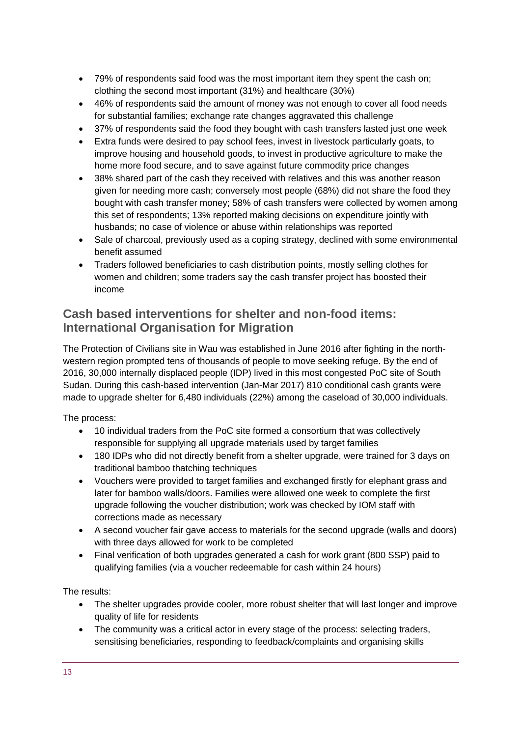- 79% of respondents said food was the most important item they spent the cash on; clothing the second most important (31%) and healthcare (30%)
- 46% of respondents said the amount of money was not enough to cover all food needs for substantial families; exchange rate changes aggravated this challenge
- 37% of respondents said the food they bought with cash transfers lasted just one week
- Extra funds were desired to pay school fees, invest in livestock particularly goats, to improve housing and household goods, to invest in productive agriculture to make the home more food secure, and to save against future commodity price changes
- 38% shared part of the cash they received with relatives and this was another reason given for needing more cash; conversely most people (68%) did not share the food they bought with cash transfer money; 58% of cash transfers were collected by women among this set of respondents; 13% reported making decisions on expenditure jointly with husbands; no case of violence or abuse within relationships was reported
- Sale of charcoal, previously used as a coping strategy, declined with some environmental benefit assumed
- Traders followed beneficiaries to cash distribution points, mostly selling clothes for women and children; some traders say the cash transfer project has boosted their income

## Cash based interventions for shelter and non-food items: International Organisation for Migration

The Protection of Civilians site in Wau was established in June 2016 after fighting in the north-western region prompted tens of thousands of people to move seeking refuge. By the end of 2016, 30,000 internally displaced people (IDP) lived in this most congested PoC site of South Sudan. During this cash-based intervention (Jan-Mar 2017) 810 conditional cash grants were made to upgrade shelter for 6,480 individuals (22%) among the caseload of 30,000 individuals.

The process:

- 10 individual traders from the PoC site formed a consortium that was collectively responsible for supplying all upgrade materials used by target families
- 180 IDPs who did not directly benefit from a shelter upgrade, were trained for 3 days on traditional bamboo thatching techniques
- Vouchers were provided to target families and exchanged firstly for elephant grass and later for bamboo walls/doors. Families were allowed one week to complete the first upgrade following the voucher distribution; work was checked by IOM staff with corrections made as necessary
- A second voucher fair gave access to materials for the second upgrade (walls and doors) with three days allowed for work to be completed
- Final verification of both upgrades generated a cash for work grant (800 SSP) paid to qualifying families (via a voucher redeemable for cash within 24 hours)

The results:

- The shelter upgrades provide cooler, more robust shelter that will last longer and improve quality of life for residents
- The community was a critical actor in every stage of the process: selecting traders, sensitising beneficiaries, responding to feedback/complaints and organising skills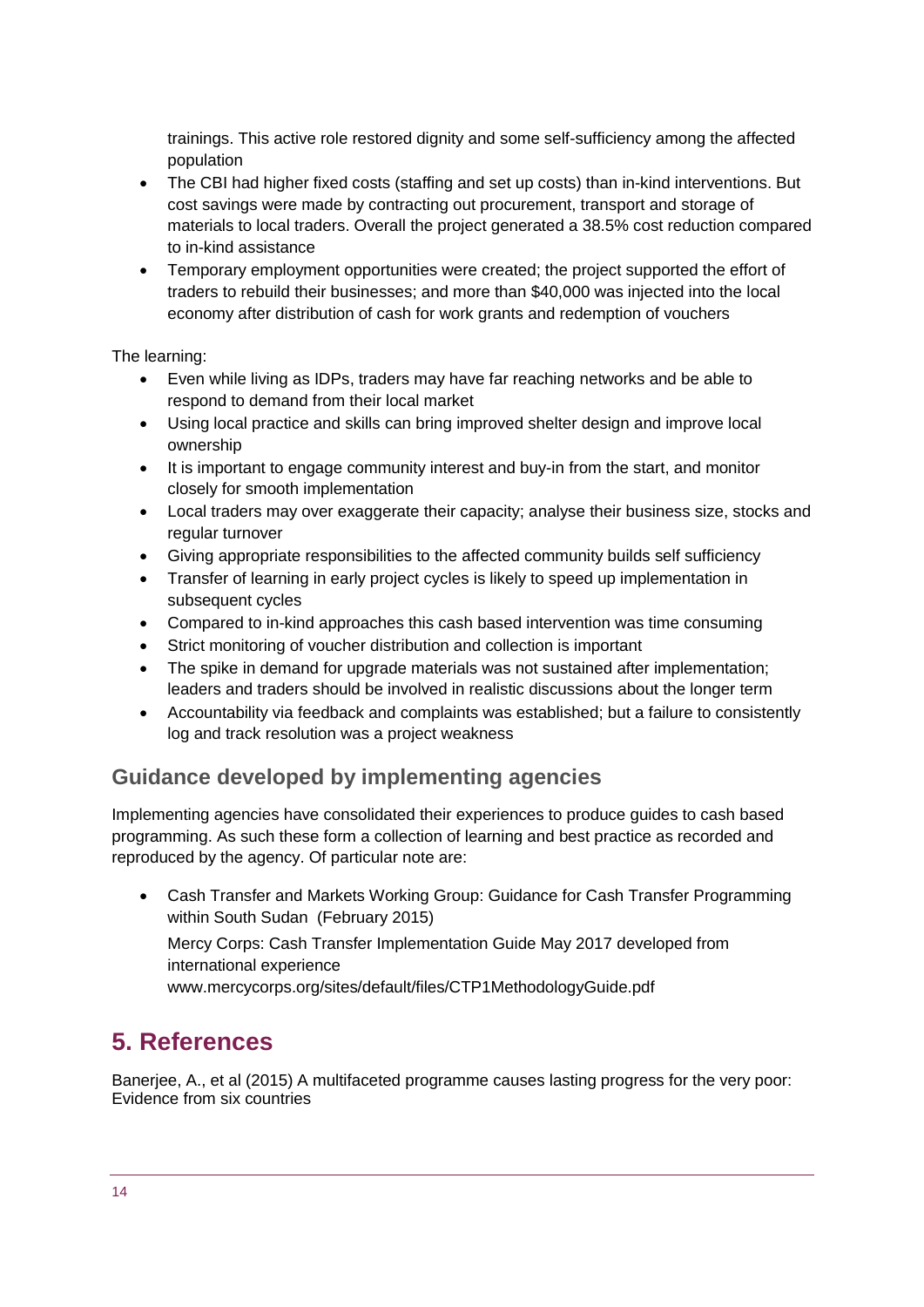trainings. This active role restored dignity and some self-sufficiency among the affected population

- The CBI had higher fixed costs (staffing and set up costs) than in-kind interventions. But cost savings were made by contracting out procurement, transport and storage of materials to local traders. Overall the project generated a 38.5% cost reduction compared to in-kind assistance
- Temporary employment opportunities were created; the project supported the effort of traders to rebuild their businesses; and more than $40,000 was injected into the local economy after distribution of cash for work grants and redemption of vouchers

The learning:

- Even while living as IDPs, traders may have far reaching networks and be able to respond to demand from their local market
- Using local practice and skills can bring improved shelter design and improve local ownership
- It is important to engage community interest and buy-in from the start, and monitor closely for smooth implementation
- Local traders may over exaggerate their capacity; analyse their business size, stocks and regular turnover
- Giving appropriate responsibilities to the affected community builds self sufficiency
- Transfer of learning in early project cycles is likely to speed up implementation in subsequent cycles
- Compared to in-kind approaches this cash based intervention was time consuming
- Strict monitoring of voucher distribution and collection is important
- The spike in demand for upgrade materials was not sustained after implementation; leaders and traders should be involved in realistic discussions about the longer term
- Accountability via feedback and complaints was established; but a failure to consistently log and track resolution was a project weakness

## Guidance developed by implementing agencies

Implementing agencies have consolidated their experiences to produce guides to cash based programming. As such these form a collection of learning and best practice as recorded and reproduced by the agency. Of particular note are:

- Cash Transfer and Markets Working Group: Guidance for Cash Transfer Programming within South Sudan (February 2015)

  Mercy Corps: Cash Transfer Implementation Guide May 2017 developed from international experience
  www.mercycorps.org/sites/default/files/CTP1MethodologyGuide.pdf

# 5. References

Banerjee, A., et al (2015) A multifaceted programme causes lasting progress for the very poor: Evidence from six countries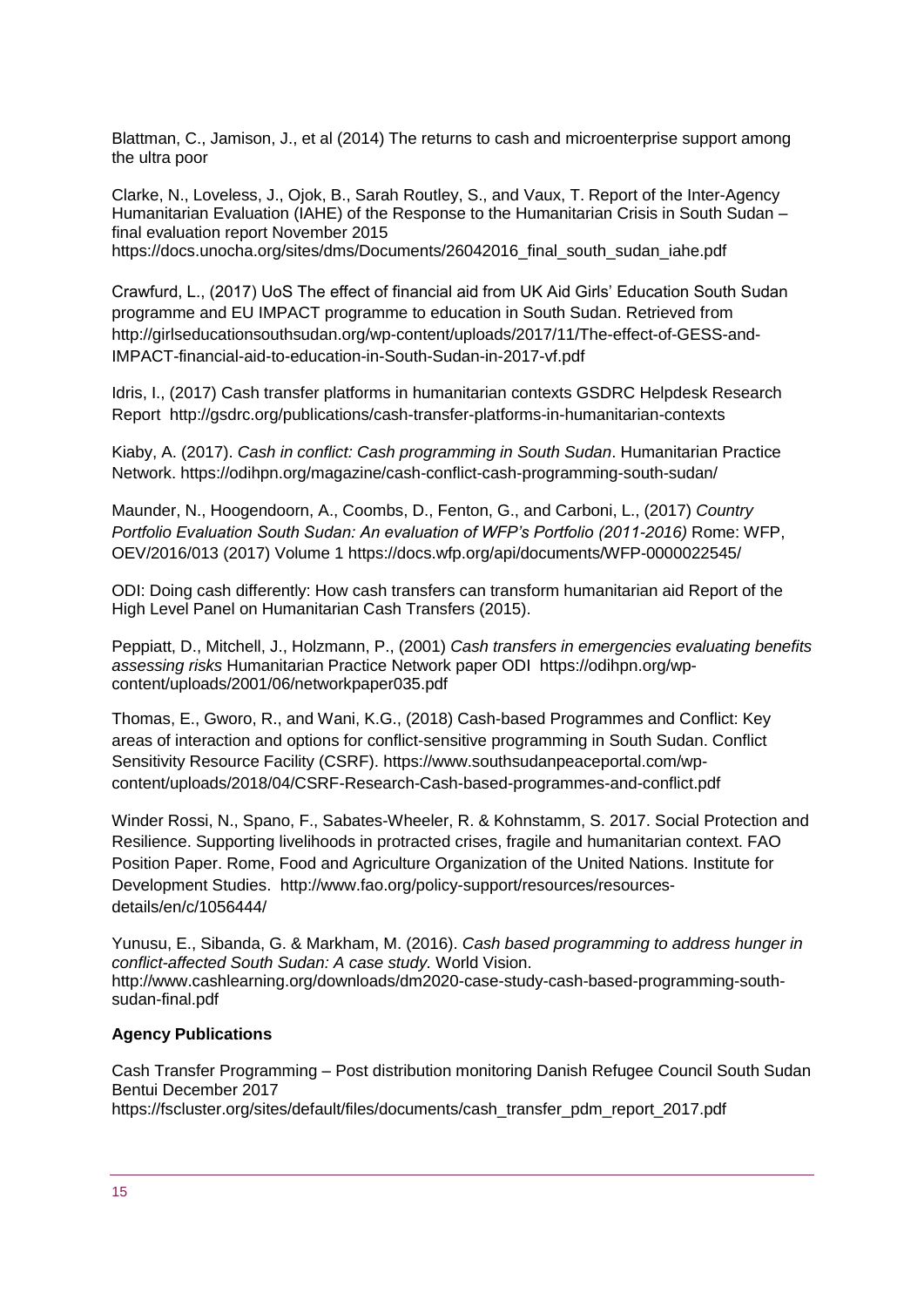Blattman, C., Jamison, J., et al (2014) The returns to cash and microenterprise support among the ultra poor

Clarke, N., Loveless, J., Ojok, B., Sarah Routley, S., and Vaux, T. Report of the Inter-Agency Humanitarian Evaluation (IAHE) of the Response to the Humanitarian Crisis in South Sudan – final evaluation report November 2015 https://docs.unocha.org/sites/dms/Documents/26042016_final_south_sudan_iahe.pdf

Crawfurd, L., (2017) UoS The effect of financial aid from UK Aid Girls' Education South Sudan programme and EU IMPACT programme to education in South Sudan. Retrieved from http://girlseducationsouthsudan.org/wp-content/uploads/2017/11/The-effect-of-GESS-and-IMPACT-financial-aid-to-education-in-South-Sudan-in-2017-vf.pdf

Idris, I., (2017) Cash transfer platforms in humanitarian contexts GSDRC Helpdesk Research Report http://gsdrc.org/publications/cash-transfer-platforms-in-humanitarian-contexts

Kiaby, A. (2017). *Cash in conflict: Cash programming in South Sudan*. Humanitarian Practice Network. https://odihpn.org/magazine/cash-conflict-cash-programming-south-sudan/

Maunder, N., Hoogendoorn, A., Coombs, D., Fenton, G., and Carboni, L., (2017) *Country Portfolio Evaluation South Sudan: An evaluation of WFP's Portfolio (2011-2016)* Rome: WFP, OEV/2016/013 (2017) Volume 1 https://docs.wfp.org/api/documents/WFP-0000022545/

ODI: Doing cash differently: How cash transfers can transform humanitarian aid Report of the High Level Panel on Humanitarian Cash Transfers (2015).

Peppiatt, D., Mitchell, J., Holzmann, P., (2001) *Cash transfers in emergencies evaluating benefits assessing risks* Humanitarian Practice Network paper ODI https://odihpn.org/wp-content/uploads/2001/06/networkpaper035.pdf

Thomas, E., Gworo, R., and Wani, K.G., (2018) Cash-based Programmes and Conflict: Key areas of interaction and options for conflict-sensitive programming in South Sudan. Conflict Sensitivity Resource Facility (CSRF). https://www.southsudanpeaceportal.com/wp-content/uploads/2018/04/CSRF-Research-Cash-based-programmes-and-conflict.pdf

Winder Rossi, N., Spano, F., Sabates-Wheeler, R. & Kohnstamm, S. 2017. Social Protection and Resilience. Supporting livelihoods in protracted crises, fragile and humanitarian context. FAO Position Paper. Rome, Food and Agriculture Organization of the United Nations. Institute for Development Studies. http://www.fao.org/policy-support/resources/resources-details/en/c/1056444/

Yunusu, E., Sibanda, G. & Markham, M. (2016). *Cash based programming to address hunger in conflict-affected South Sudan: A case study.* World Vision. http://www.cashlearning.org/downloads/dm2020-case-study-cash-based-programming-south-sudan-final.pdf

**Agency Publications**

Cash Transfer Programming – Post distribution monitoring Danish Refugee Council South Sudan Bentui December 2017 https://fscluster.org/sites/default/files/documents/cash_transfer_pdm_report_2017.pdf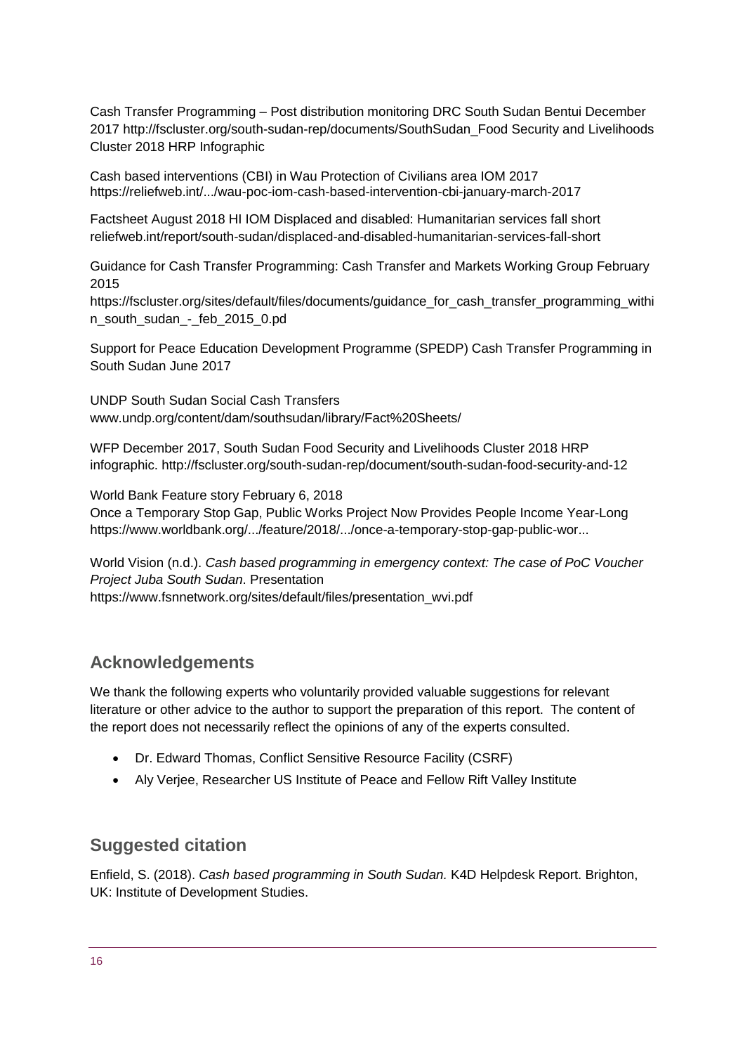Cash Transfer Programming – Post distribution monitoring DRC South Sudan Bentui December 2017 http://fscluster.org/south-sudan-rep/documents/SouthSudan_Food Security and Livelihoods Cluster 2018 HRP Infographic

Cash based interventions (CBI) in Wau Protection of Civilians area IOM 2017 https://reliefweb.int/.../wau-poc-iom-cash-based-intervention-cbi-january-march-2017

Factsheet August 2018 HI IOM Displaced and disabled: Humanitarian services fall short reliefweb.int/report/south-sudan/displaced-and-disabled-humanitarian-services-fall-short

Guidance for Cash Transfer Programming: Cash Transfer and Markets Working Group February 2015
https://fscluster.org/sites/default/files/documents/guidance_for_cash_transfer_programming_within_south_sudan_-_feb_2015_0.pd

Support for Peace Education Development Programme (SPEDP) Cash Transfer Programming in South Sudan June 2017

UNDP South Sudan Social Cash Transfers
www.undp.org/content/dam/southsudan/library/Fact%20Sheets/

WFP December 2017, South Sudan Food Security and Livelihoods Cluster 2018 HRP infographic. http://fscluster.org/south-sudan-rep/document/south-sudan-food-security-and-12

World Bank Feature story February 6, 2018
Once a Temporary Stop Gap, Public Works Project Now Provides People Income Year-Long https://www.worldbank.org/.../feature/2018/.../once-a-temporary-stop-gap-public-wor...

World Vision (n.d.). *Cash based programming in emergency context: The case of PoC Voucher Project Juba South Sudan*. Presentation
https://www.fsnnetwork.org/sites/default/files/presentation_wvi.pdf

## Acknowledgements

We thank the following experts who voluntarily provided valuable suggestions for relevant literature or other advice to the author to support the preparation of this report. The content of the report does not necessarily reflect the opinions of any of the experts consulted.

- Dr. Edward Thomas, Conflict Sensitive Resource Facility (CSRF)
- Aly Verjee, Researcher US Institute of Peace and Fellow Rift Valley Institute

## Suggested citation

Enfield, S. (2018). *Cash based programming in South Sudan.* K4D Helpdesk Report. Brighton, UK: Institute of Development Studies.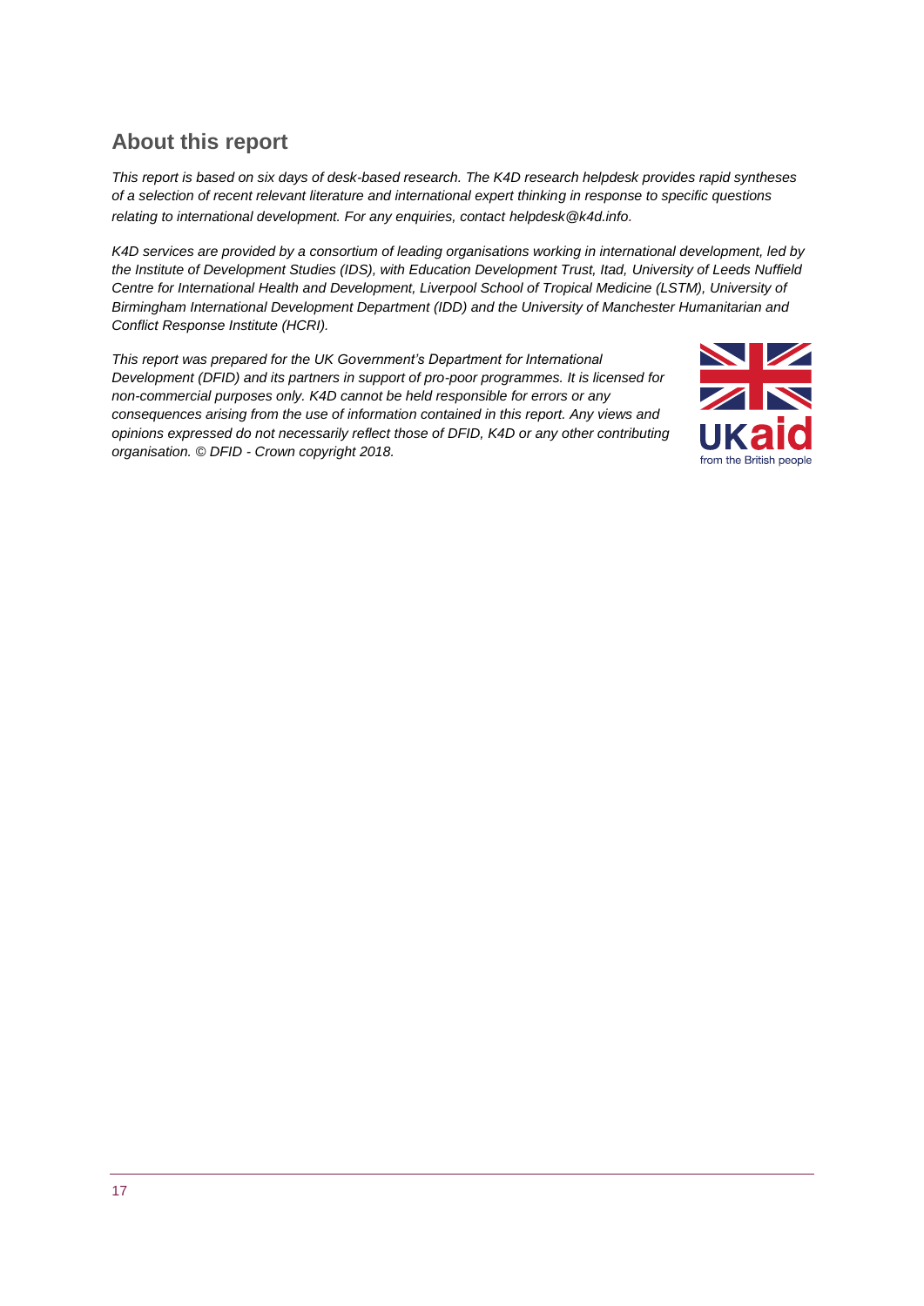## About this report

*This report is based on six days of desk-based research. The K4D research helpdesk provides rapid syntheses of a selection of recent relevant literature and international expert thinking in response to specific questions relating to international development. For any enquiries, contact helpdesk@k4d.info.*

*K4D services are provided by a consortium of leading organisations working in international development, led by the Institute of Development Studies (IDS), with Education Development Trust, Itad, University of Leeds Nuffield Centre for International Health and Development, Liverpool School of Tropical Medicine (LSTM), University of Birmingham International Development Department (IDD) and the University of Manchester Humanitarian and Conflict Response Institute (HCRI).*

*This report was prepared for the UK Government's Department for International Development (DFID) and its partners in support of pro-poor programmes. It is licensed for non-commercial purposes only. K4D cannot be held responsible for errors or any consequences arising from the use of information contained in this report. Any views and opinions expressed do not necessarily reflect those of DFID, K4D or any other contributing organisation. © DFID - Crown copyright 2018.*

UKaid
from the British people